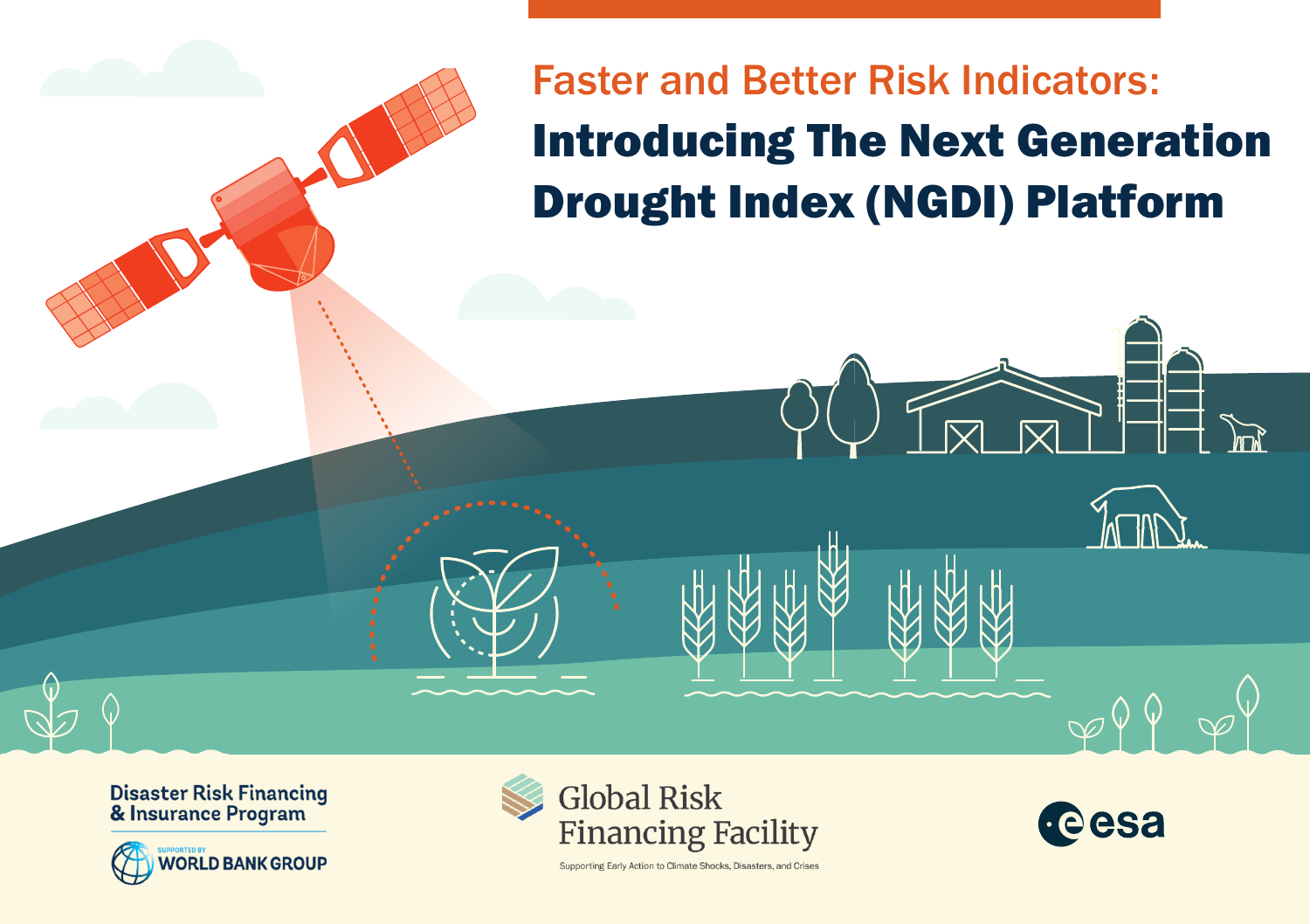# Faster and Better Risk Indicators: Introducing The Next Generation Drought Index (NGDI) Platform

Disaster Risk Financing & Insurance Program

SUPPORTED BY WORLD BANK GROUP

Global Risk Financing Facility

Supporting Early Action to Climate Shocks, Disasters, and Crises

esa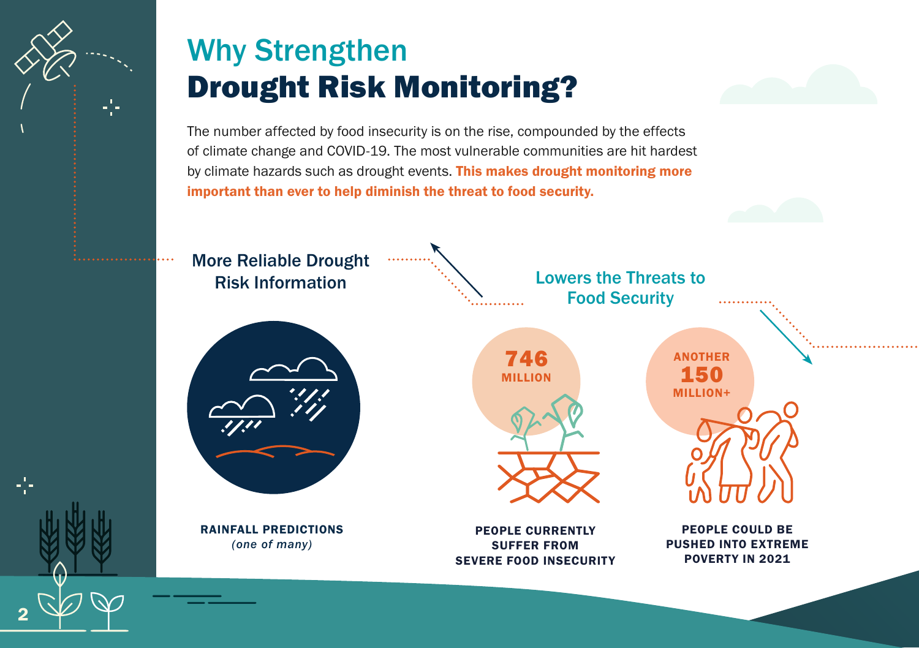# Why Strengthen Drought Risk Monitoring?

The number affected by food insecurity is on the rise, compounded by the effects of climate change and COVID-19. The most vulnerable communities are hit hardest by climate hazards such as drought events. **This makes drought monitoring more important than ever to help diminish the threat to food security.**

## More Reliable Drought Risk Information

**RAINFALL PREDICTIONS**
*(one of many)*

## Lowers the Threats to Food Security

**746 MILLION**

**PEOPLE CURRENTLY SUFFER FROM SEVERE FOOD INSECURITY**

**ANOTHER 150 MILLION+**

**PEOPLE COULD BE PUSHED INTO EXTREME POVERTY IN 2021**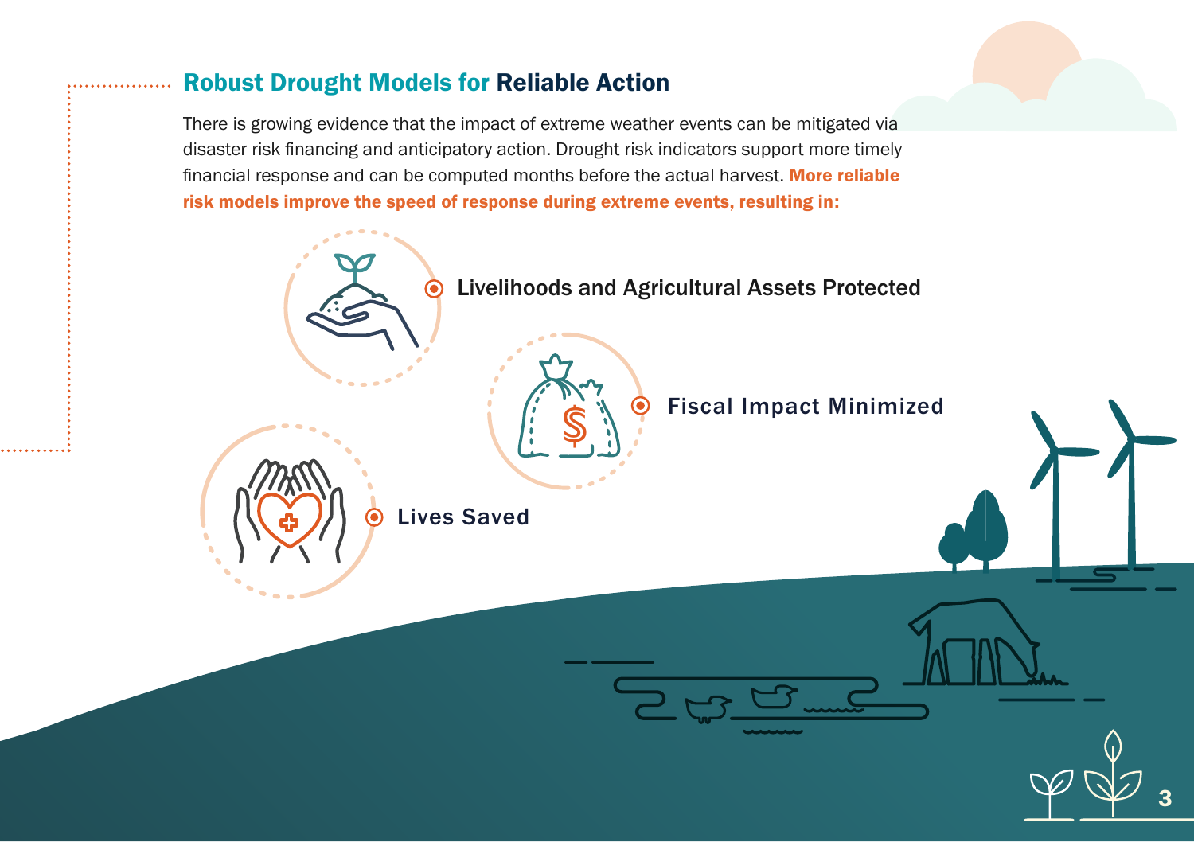## Robust Drought Models for Reliable Action

There is growing evidence that the impact of extreme weather events can be mitigated via disaster risk financing and anticipatory action. Drought risk indicators support more timely financial response and can be computed months before the actual harvest. **More reliable risk models improve the speed of response during extreme events, resulting in:**

- Livelihoods and Agricultural Assets Protected
- Fiscal Impact Minimized
- Lives Saved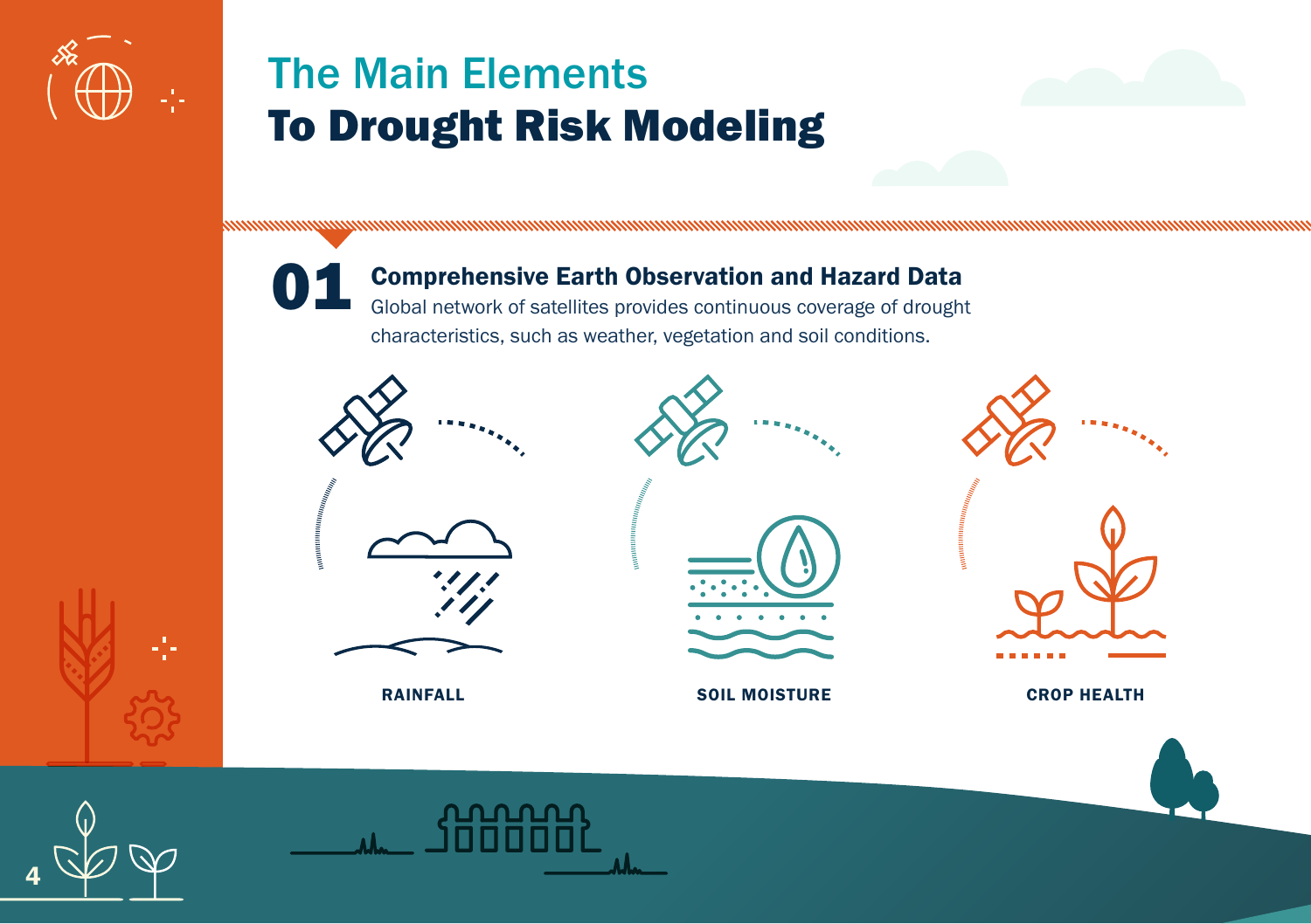# The Main Elements
# To Drought Risk Modeling

## 01 Comprehensive Earth Observation and Hazard Data

Global network of satellites provides continuous coverage of drought characteristics, such as weather, vegetation and soil conditions.

RAINFALL

SOIL MOISTURE

CROP HEALTH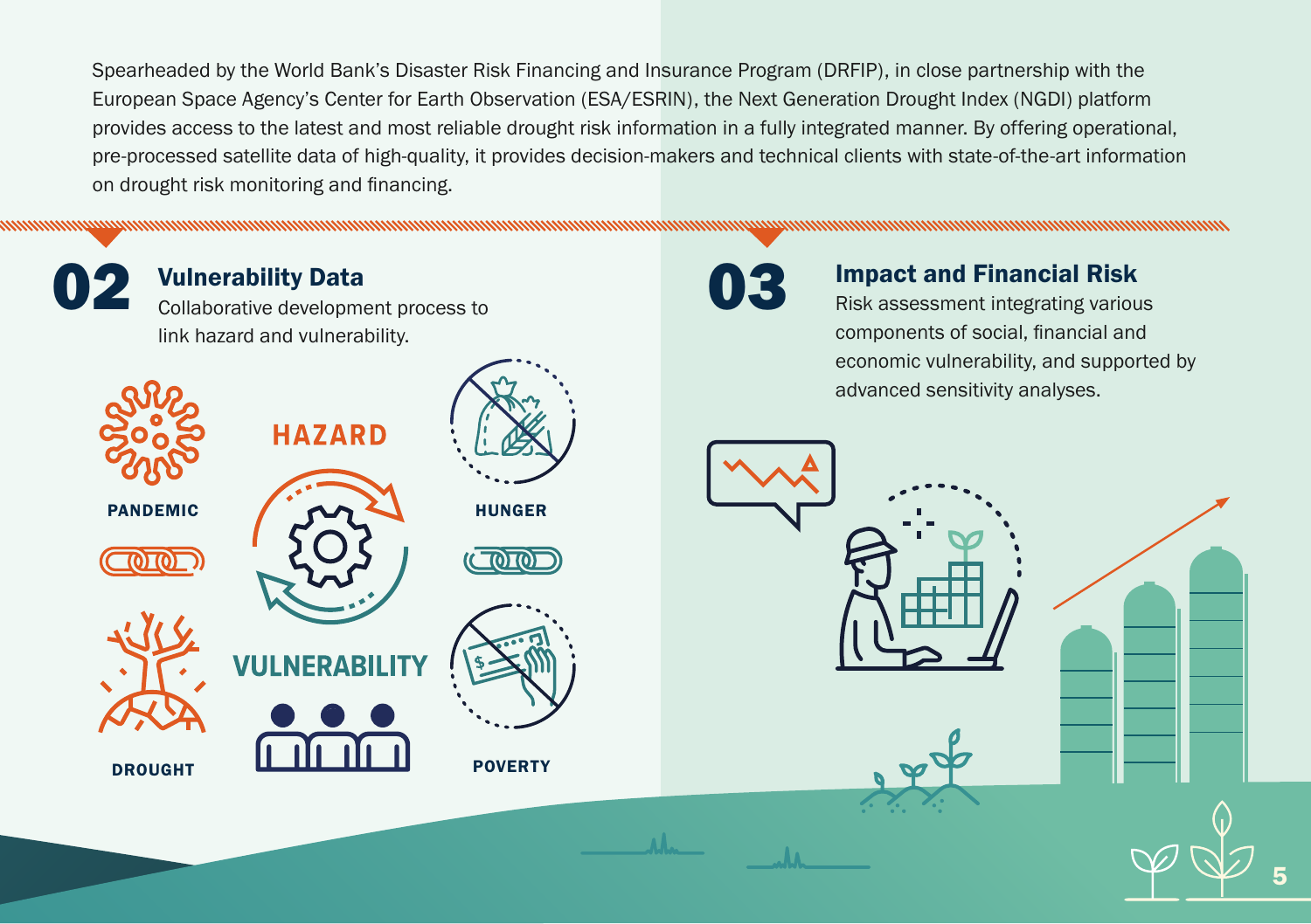Spearheaded by the World Bank's Disaster Risk Financing and Insurance Program (DRFIP), in close partnership with the European Space Agency's Center for Earth Observation (ESA/ESRIN), the Next Generation Drought Index (NGDI) platform provides access to the latest and most reliable drought risk information in a fully integrated manner. By offering operational, pre-processed satellite data of high-quality, it provides decision-makers and technical clients with state-of-the-art information on drought risk monitoring and financing.

## 02 Vulnerability Data

Collaborative development process to link hazard and vulnerability.

PANDEMIC

HAZARD

HUNGER

VULNERABILITY

DROUGHT

POVERTY

## 03 Impact and Financial Risk

Risk assessment integrating various components of social, financial and economic vulnerability, and supported by advanced sensitivity analyses.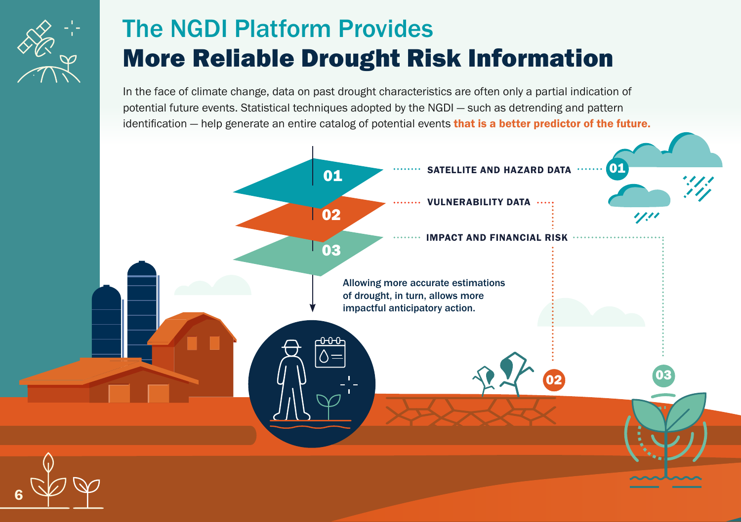# The NGDI Platform Provides
# More Reliable Drought Risk Information

In the face of climate change, data on past drought characteristics are often only a partial indication of potential future events. Statistical techniques adopted by the NGDI — such as detrending and pattern identification — help generate an entire catalog of potential events **that is a better predictor of the future.**

01 — **SATELLITE AND HAZARD DATA**

02 — **VULNERABILITY DATA**

03 — **IMPACT AND FINANCIAL RISK**

**Allowing more accurate estimations of drought, in turn, allows more impactful anticipatory action.**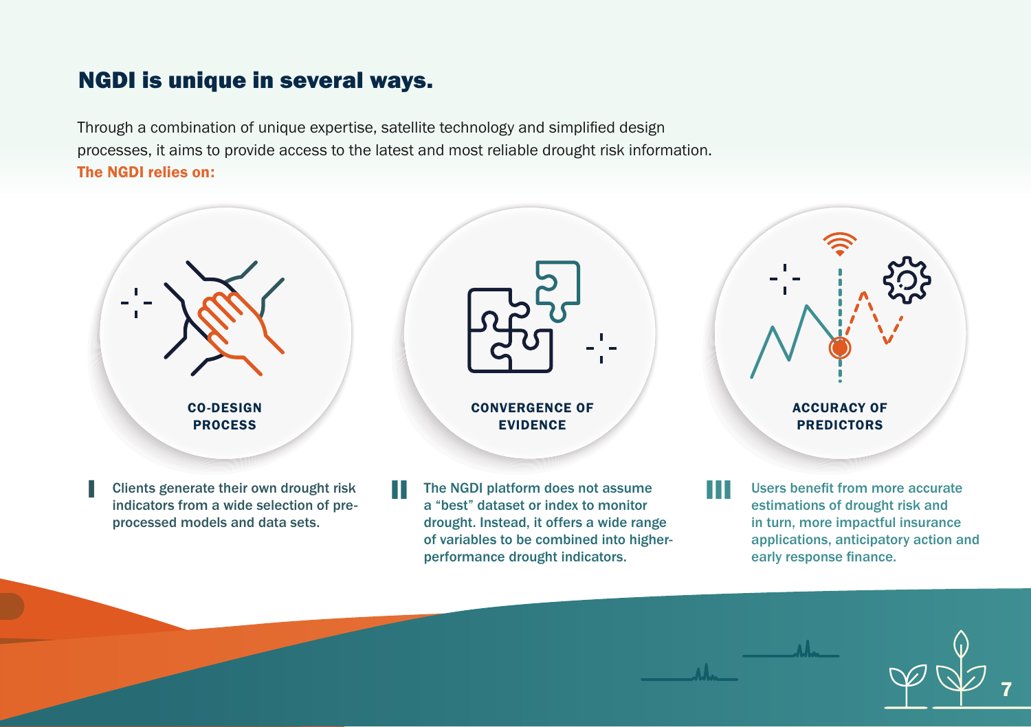## NGDI is unique in several ways.

Through a combination of unique expertise, satellite technology and simplified design processes, it aims to provide access to the latest and most reliable drought risk information.

**The NGDI relies on:**

### CO-DESIGN PROCESS

I. Clients generate their own drought risk indicators from a wide selection of pre-processed models and data sets.

### CONVERGENCE OF EVIDENCE

II. The NGDI platform does not assume a "best" dataset or index to monitor drought. Instead, it offers a wide range of variables to be combined into higher-performance drought indicators.

### ACCURACY OF PREDICTORS

III. Users benefit from more accurate estimations of drought risk and in turn, more impactful insurance applications, anticipatory action and early response finance.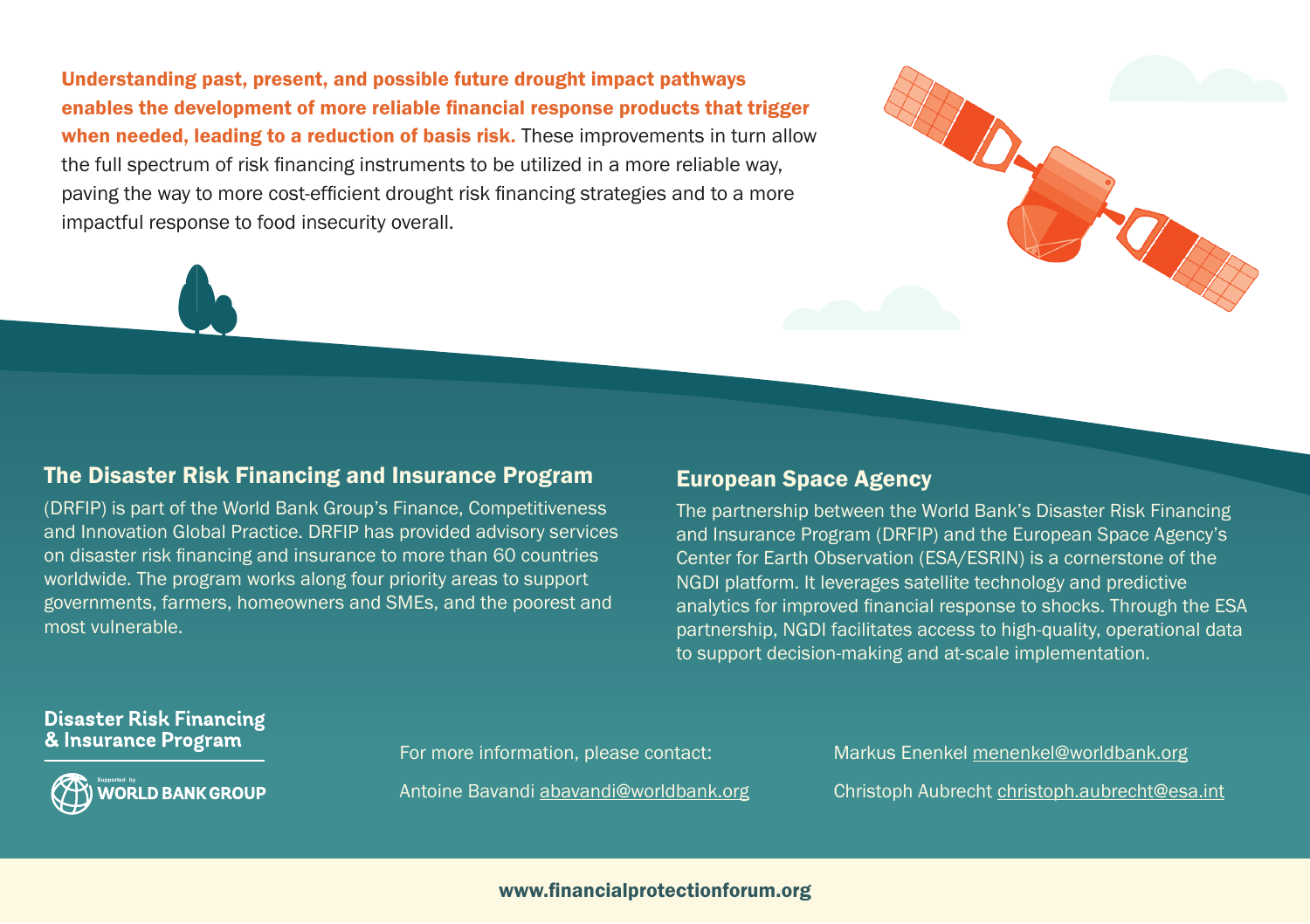**Understanding past, present, and possible future drought impact pathways enables the development of more reliable financial response products that trigger when needed, leading to a reduction of basis risk.** These improvements in turn allow the full spectrum of risk financing instruments to be utilized in a more reliable way, paving the way to more cost-efficient drought risk financing strategies and to a more impactful response to food insecurity overall.

## The Disaster Risk Financing and Insurance Program

(DRFIP) is part of the World Bank Group's Finance, Competitiveness and Innovation Global Practice. DRFIP has provided advisory services on disaster risk financing and insurance to more than 60 countries worldwide. The program works along four priority areas to support governments, farmers, homeowners and SMEs, and the poorest and most vulnerable.

## European Space Agency

The partnership between the World Bank's Disaster Risk Financing and Insurance Program (DRFIP) and the European Space Agency's Center for Earth Observation (ESA/ESRIN) is a cornerstone of the NGDI platform. It leverages satellite technology and predictive analytics for improved financial response to shocks. Through the ESA partnership, NGDI facilitates access to high-quality, operational data to support decision-making and at-scale implementation.

**Disaster Risk Financing & Insurance Program**

Supported by WORLD BANK GROUP

For more information, please contact:

Antoine Bavandi abavandi@worldbank.org

Markus Enenkel menenkel@worldbank.org

Christoph Aubrecht christoph.aubrecht@esa.int

**www.financialprotectionforum.org**